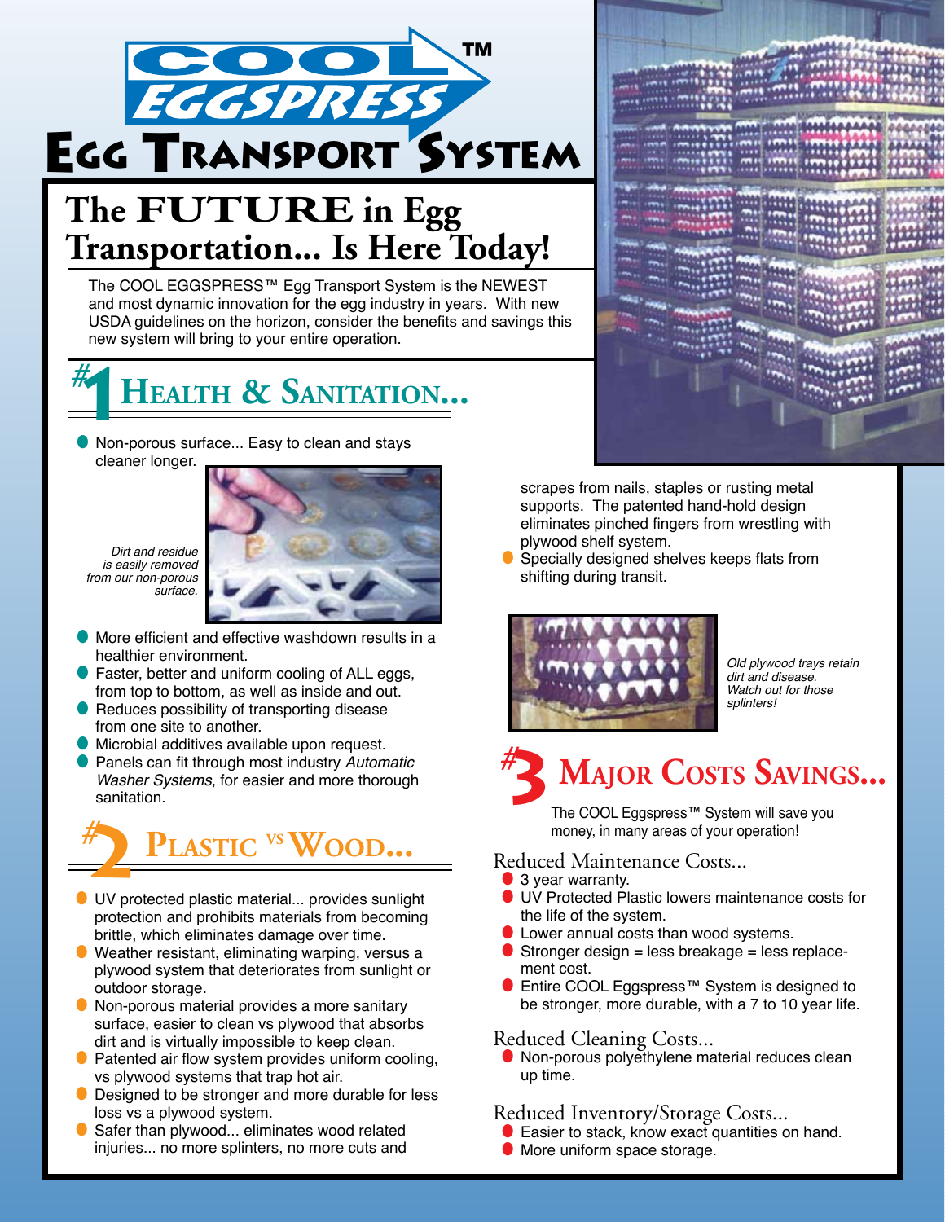# COOL EGGSPRESS™ Egg Transport System

## The FUTURE in Egg Transportation... Is Here Today!

The COOL EGGSPRESS™ Egg Transport System is the NEWEST and most dynamic innovation for the egg industry in years. With new USDA guidelines on the horizon, consider the benefits and savings this new system will bring to your entire operation.

## #1 Health & Sanitation...

- Non-porous surface... Easy to clean and stays cleaner longer.

*Dirt and residue is easily removed from our non-porous surface.*

- More efficient and effective washdown results in a healthier environment.
- Faster, better and uniform cooling of ALL eggs, from top to bottom, as well as inside and out.
- Reduces possibility of transporting disease from one site to another.
- Microbial additives available upon request.
- Panels can fit through most industry *Automatic Washer Systems*, for easier and more thorough sanitation.

## #2 Plastic vs Wood...

- UV protected plastic material... provides sunlight protection and prohibits materials from becoming brittle, which eliminates damage over time.
- Weather resistant, eliminating warping, versus a plywood system that deteriorates from sunlight or outdoor storage.
- Non-porous material provides a more sanitary surface, easier to clean vs plywood that absorbs dirt and is virtually impossible to keep clean.
- Patented air flow system provides uniform cooling, vs plywood systems that trap hot air.
- Designed to be stronger and more durable for less loss vs a plywood system.
- Safer than plywood... eliminates wood related injuries... no more splinters, no more cuts and scrapes from nails, staples or rusting metal supports. The patented hand-hold design eliminates pinched fingers from wrestling with plywood shelf system.
- Specially designed shelves keeps flats from shifting during transit.

*Old plywood trays retain dirt and disease. Watch out for those splinters!*

## #3 Major Costs Savings...

The COOL Eggspress™ System will save you money, in many areas of your operation!

### Reduced Maintenance Costs...

- 3 year warranty.
- UV Protected Plastic lowers maintenance costs for the life of the system.
- Lower annual costs than wood systems.
- Stronger design = less breakage = less replacement cost.
- Entire COOL Eggspress™ System is designed to be stronger, more durable, with a 7 to 10 year life.

### Reduced Cleaning Costs...

- Non-porous polyethylene material reduces clean up time.

### Reduced Inventory/Storage Costs...

- Easier to stack, know exact quantities on hand.
- More uniform space storage.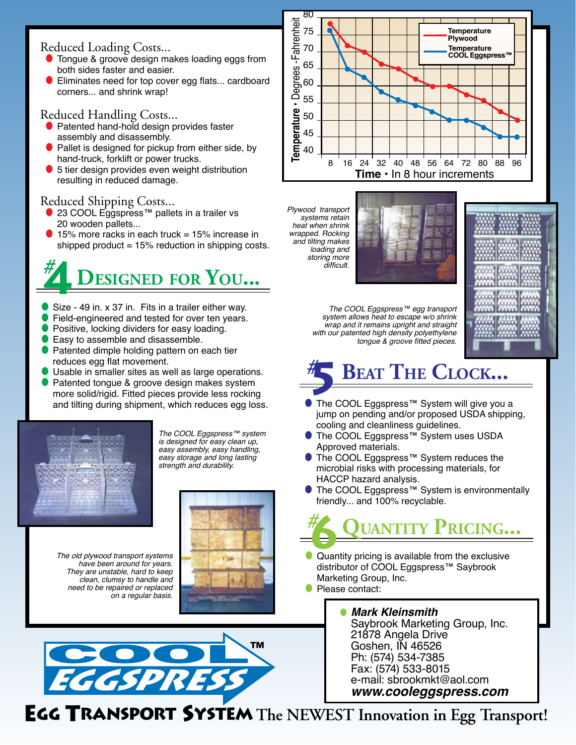Reduced Loading Costs...

- Tongue & groove design makes loading eggs from both sides faster and easier.
- Eliminates need for top cover egg flats... cardboard corners... and shrink wrap!

Reduced Handling Costs...

- Patented hand-hold design provides faster assembly and disassembly.
- Pallet is designed for pickup from either side, by hand-truck, forklift or power trucks.
- 5 tier design provides even weight distribution resulting in reduced damage.

Reduced Shipping Costs...

- 23 COOL Eggspress™ pallets in a trailer vs 20 wooden pallets...
- 15% more racks in each truck = 15% increase in shipped product = 15% reduction in shipping costs.

Temperature • Degrees -Fahrenheit
80
75
70
65
60
55
50
45
40
8 16 24 32 40 48 56 64 72 80 88 96
Time • In 8 hour increments
Temperature Plywood
Temperature COOL Eggspress™

*Plywood transport systems retain heat when shrink wrapped. Rocking and tilting makes loading and storing more difficult.*

*The COOL Eggspress™ egg transport system allows heat to escape w/o shrink wrap and it remains upright and straight with our patented high density polyethylene tongue & groove fitted pieces.*

## #4 Designed for You...

- Size - 49 in. x 37 in. Fits in a trailer either way.
- Field-engineered and tested for over ten years.
- Positive, locking dividers for easy loading.
- Easy to assemble and disassemble.
- Patented dimple holding pattern on each tier reduces egg flat movement.
- Usable in smaller sites as well as large operations.
- Patented tongue & groove design makes system more solid/rigid. Fitted pieces provide less rocking and tilting during shipment, which reduces egg loss.

*The COOL Eggspress™ system is designed for easy clean up, easy assembly, easy handling, easy storage and long lasting strength and durability.*

*The old plywood transport systems have been around for years. They are unstable, hard to keep clean, clumsy to handle and need to be repaired or replaced on a regular basis.*

## #5 Beat The Clock...

- The COOL Eggspress™ System will give you a jump on pending and/or proposed USDA shipping, cooling and cleanliness guidelines.
- The COOL Eggspress™ System uses USDA Approved materials.
- The COOL Eggspress™ System reduces the microbial risks with processing materials, for HACCP hazard analysis.
- The COOL Eggspress™ System is environmentally friendly... and 100% recyclable.

## #6 Quantity Pricing...

- Quantity pricing is available from the exclusive distributor of COOL Eggspress™ Saybrook Marketing Group, Inc.
- Please contact:

**Mark Kleinsmith**
Saybrook Marketing Group, Inc.
21878 Angela Drive
Goshen, IN 46526
Ph: (574) 534-7385
Fax: (574) 533-8015
e-mail: sbrookmkt@aol.com
**www.cooleggspress.com**

COOL EGGSPRESS™

**Egg Transport System** The NEWEST Innovation in Egg Transport!